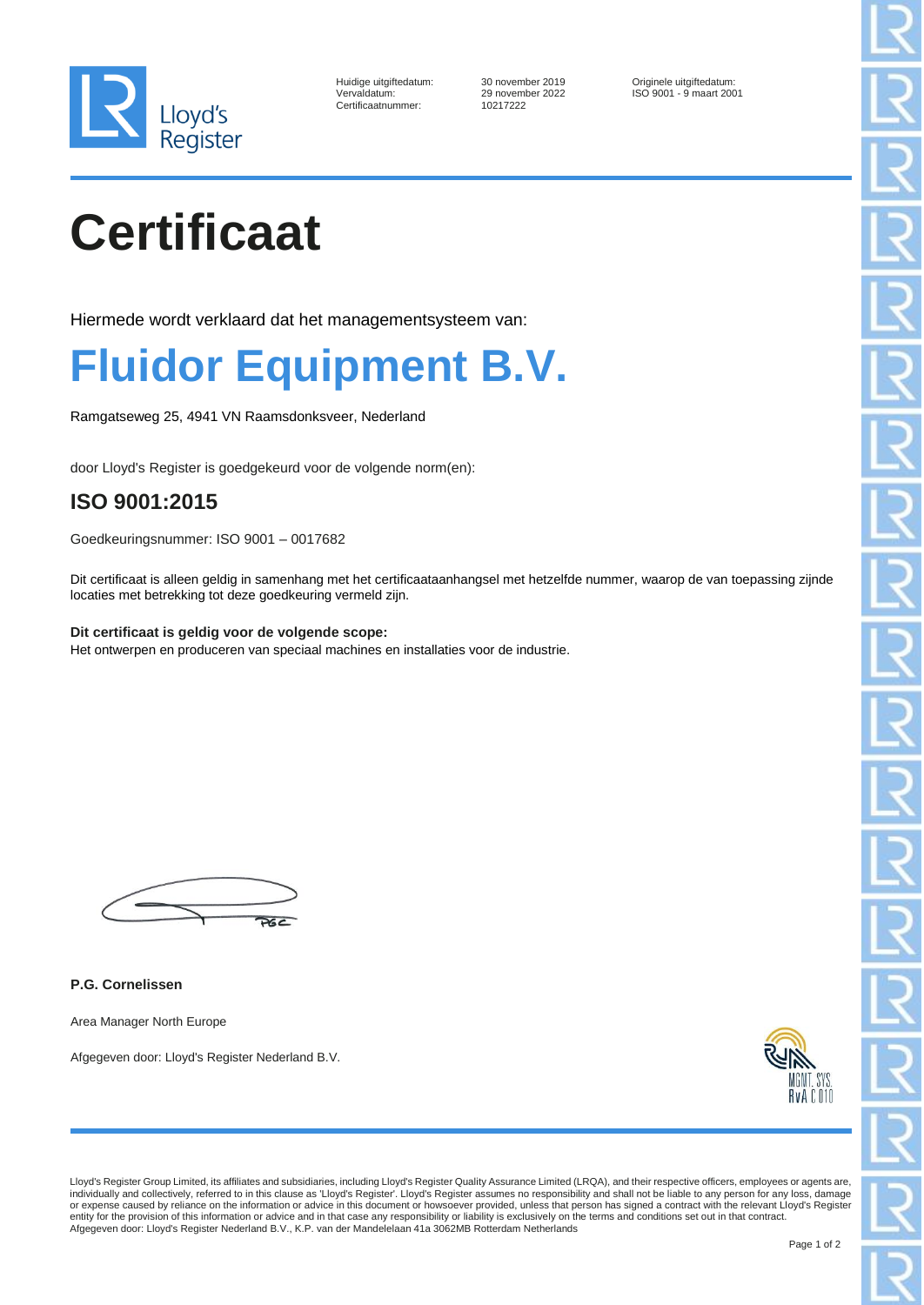Lloyd's Register

| | | |
|---|---|---|
| Huidige uitgiftedatum: | 30 november 2019 | Originele uitgiftedatum: |
| Vervaldatum: | 29 november 2022 | ISO 9001 - 9 maart 2001 |
| Certificaatnummer: | 10217222 | |

# Certificaat

Hiermede wordt verklaard dat het managementsysteem van:

# Fluidor Equipment B.V.

Ramgatseweg 25, 4941 VN Raamsdonksveer, Nederland

door Lloyd's Register is goedgekeurd voor de volgende norm(en):

## ISO 9001:2015

Goedkeuringsnummer: ISO 9001 – 0017682

Dit certificaat is alleen geldig in samenhang met het certificaataanhangsel met hetzelfde nummer, waarop de van toepassing zijnde locaties met betrekking tot deze goedkeuring vermeld zijn.

**Dit certificaat is geldig voor de volgende scope:**
Het ontwerpen en produceren van speciaal machines en installaties voor de industrie.

**P.G. Cornelissen**

Area Manager North Europe

Afgegeven door: Lloyd's Register Nederland B.V.

MGMT. SYS.
RvA C 010

Lloyd's Register Group Limited, its affiliates and subsidiaries, including Lloyd's Register Quality Assurance Limited (LRQA), and their respective officers, employees or agents are, individually and collectively, referred to in this clause as 'Lloyd's Register'. Lloyd's Register assumes no responsibility and shall not be liable to any person for any loss, damage or expense caused by reliance on the information or advice in this document or howsoever provided, unless that person has signed a contract with the relevant Lloyd's Register entity for the provision of this information or advice and in that case any responsibility or liability is exclusively on the terms and conditions set out in that contract.
Afgegeven door: Lloyd's Register Nederland B.V., K.P. van der Mandelelaan 41a 3062MB Rotterdam Netherlands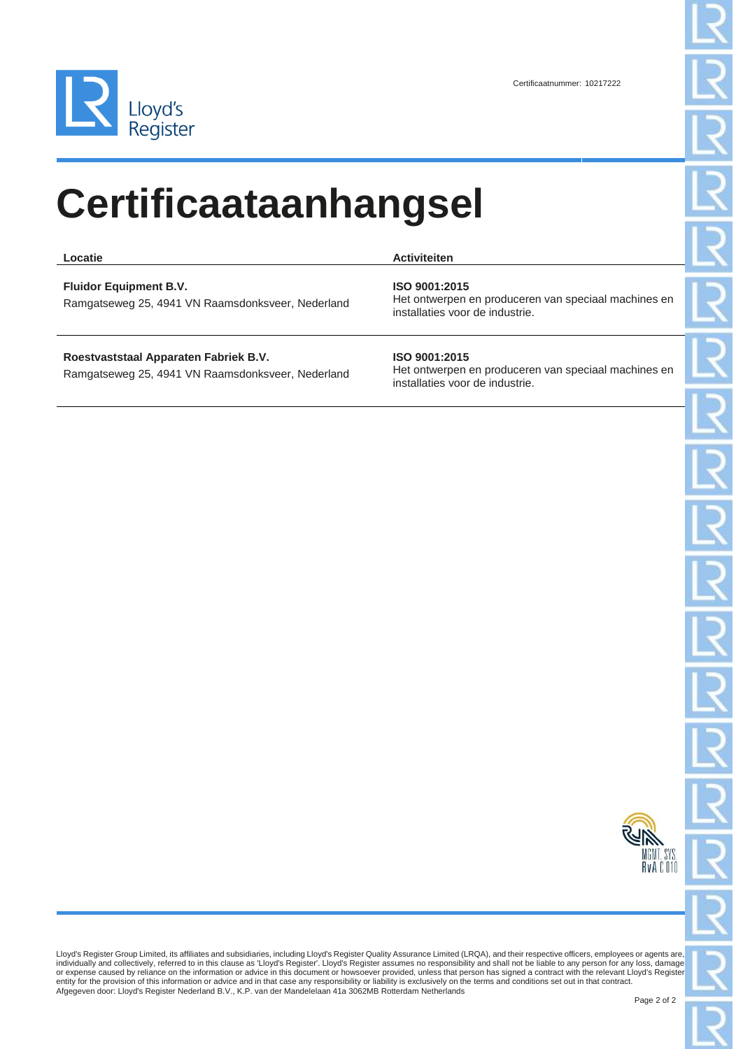Certificaatnummer: 10217222

# Certificaataanhangsel

| Locatie | Activiteiten |
| --- | --- |
| **Fluidor Equipment B.V.**<br>Ramgatseweg 25, 4941 VN Raamsdonksveer, Nederland | **ISO 9001:2015**<br>Het ontwerpen en produceren van speciaal machines en installaties voor de industrie. |
| **Roestvaststaal Apparaten Fabriek B.V.**<br>Ramgatseweg 25, 4941 VN Raamsdonksveer, Nederland | **ISO 9001:2015**<br>Het ontwerpen en produceren van speciaal machines en installaties voor de industrie. |

MGMT. SYS.
RvA C 010

Lloyd's Register Group Limited, its affiliates and subsidiaries, including Lloyd's Register Quality Assurance Limited (LRQA), and their respective officers, employees or agents are, individually and collectively, referred to in this clause as 'Lloyd's Register'. Lloyd's Register assumes no responsibility and shall not be liable to any person for any loss, damage or expense caused by reliance on the information or advice in this document or howsoever provided, unless that person has signed a contract with the relevant Lloyd's Register entity for the provision of this information or advice and in that case any responsibility or liability is exclusively on the terms and conditions set out in that contract.
Afgegeven door: Lloyd's Register Nederland B.V., K.P. van der Mandelelaan 41a 3062MB Rotterdam Netherlands